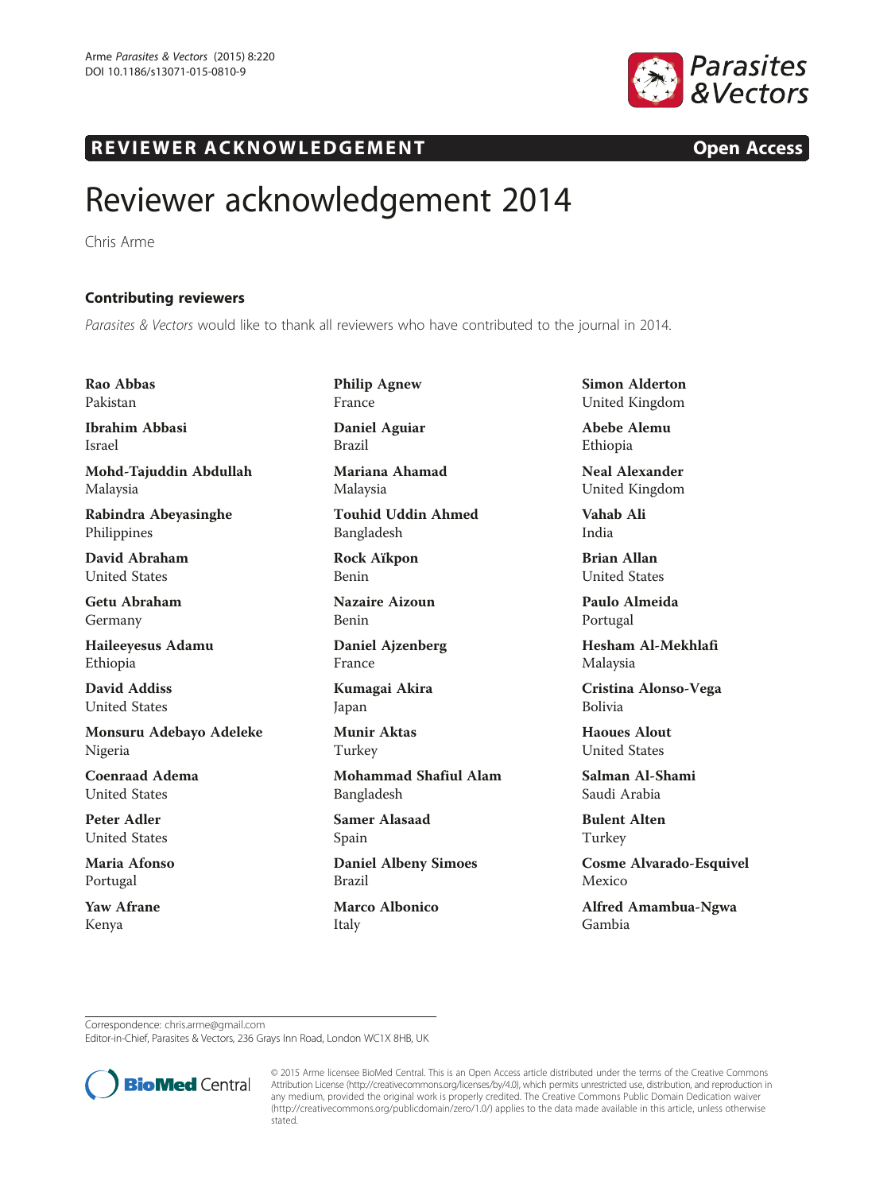# Reviewer acknowledgement 2014

Chris Arme

## Contributing reviewers

*Parasites & Vectors* would like to thank all reviewers who have contributed to the journal in 2014.

**Rao Abbas**
Pakistan

**Ibrahim Abbasi**
Israel

**Mohd-Tajuddin Abdullah**
Malaysia

**Rabindra Abeyasinghe**
Philippines

**David Abraham**
United States

**Getu Abraham**
Germany

**Haileeyesus Adamu**
Ethiopia

**David Addiss**
United States

**Monsuru Adebayo Adeleke**
Nigeria

**Coenraad Adema**
United States

**Peter Adler**
United States

**Maria Afonso**
Portugal

**Yaw Afrane**
Kenya

**Philip Agnew**
France

**Daniel Aguiar**
Brazil

**Mariana Ahamad**
Malaysia

**Touhid Uddin Ahmed**
Bangladesh

**Rock Aïkpon**
Benin

**Nazaire Aizoun**
Benin

**Daniel Ajzenberg**
France

**Kumagai Akira**
Japan

**Munir Aktas**
Turkey

**Mohammad Shafiul Alam**
Bangladesh

**Samer Alasaad**
Spain

**Daniel Albeny Simoes**
Brazil

**Marco Albonico**
Italy

**Simon Alderton**
United Kingdom

**Abebe Alemu**
Ethiopia

**Neal Alexander**
United Kingdom

**Vahab Ali**
India

**Brian Allan**
United States

**Paulo Almeida**
Portugal

**Hesham Al-Mekhlafi**
Malaysia

**Cristina Alonso-Vega**
Bolivia

**Haoues Alout**
United States

**Salman Al-Shami**
Saudi Arabia

**Bulent Alten**
Turkey

**Cosme Alvarado-Esquivel**
Mexico

**Alfred Amambua-Ngwa**
Gambia

Correspondence: chris.arme@gmail.com
Editor-in-Chief, Parasites & Vectors, 236 Grays Inn Road, London WC1X 8HB, UK

© 2015 Arme licensee BioMed Central. This is an Open Access article distributed under the terms of the Creative Commons Attribution License (http://creativecommons.org/licenses/by/4.0), which permits unrestricted use, distribution, and reproduction in any medium, provided the original work is properly credited. The Creative Commons Public Domain Dedication waiver (http://creativecommons.org/publicdomain/zero/1.0/) applies to the data made available in this article, unless otherwise stated.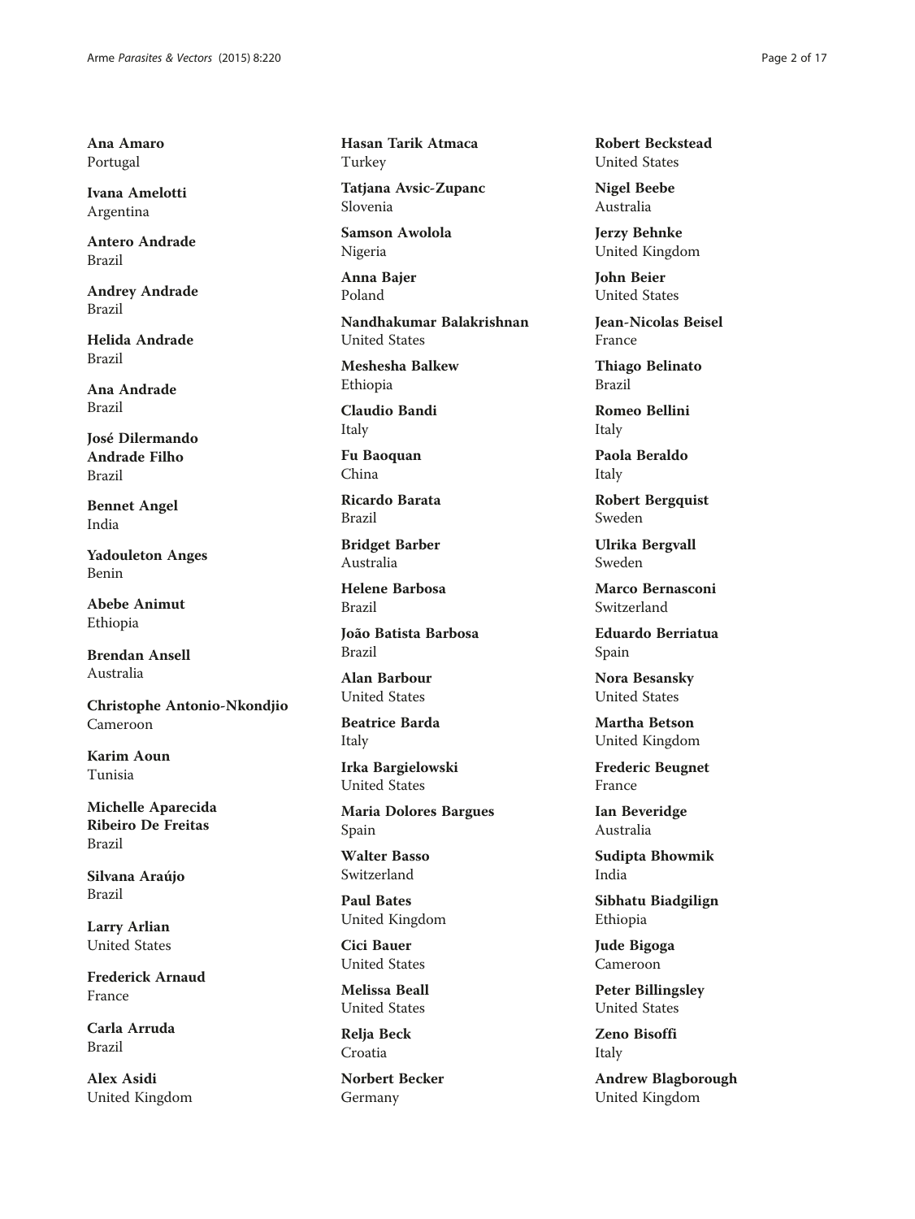**Ana Amaro**
Portugal

**Ivana Amelotti**
Argentina

**Antero Andrade**
Brazil

**Andrey Andrade**
Brazil

**Helida Andrade**
Brazil

**Ana Andrade**
Brazil

**José Dilermando Andrade Filho**
Brazil

**Bennet Angel**
India

**Yadouleton Anges**
Benin

**Abebe Animut**
Ethiopia

**Brendan Ansell**
Australia

**Christophe Antonio-Nkondjio**
Cameroon

**Karim Aoun**
Tunisia

**Michelle Aparecida Ribeiro De Freitas**
Brazil

**Silvana Araújo**
Brazil

**Larry Arlian**
United States

**Frederick Arnaud**
France

**Carla Arruda**
Brazil

**Alex Asidi**
United Kingdom

**Hasan Tarik Atmaca**
Turkey

**Tatjana Avsic-Zupanc**
Slovenia

**Samson Awolola**
Nigeria

**Anna Bajer**
Poland

**Nandhakumar Balakrishnan**
United States

**Meshesha Balkew**
Ethiopia

**Claudio Bandi**
Italy

**Fu Baoquan**
China

**Ricardo Barata**
Brazil

**Bridget Barber**
Australia

**Helene Barbosa**
Brazil

**João Batista Barbosa**
Brazil

**Alan Barbour**
United States

**Beatrice Barda**
Italy

**Irka Bargielowski**
United States

**Maria Dolores Bargues**
Spain

**Walter Basso**
Switzerland

**Paul Bates**
United Kingdom

**Cici Bauer**
United States

**Melissa Beall**
United States

**Relja Beck**
Croatia

**Norbert Becker**
Germany

**Robert Beckstead**
United States

**Nigel Beebe**
Australia

**Jerzy Behnke**
United Kingdom

**John Beier**
United States

**Jean-Nicolas Beisel**
France

**Thiago Belinato**
Brazil

**Romeo Bellini**
Italy

**Paola Beraldo**
Italy

**Robert Bergquist**
Sweden

**Ulrika Bergvall**
Sweden

**Marco Bernasconi**
Switzerland

**Eduardo Berriatua**
Spain

**Nora Besansky**
United States

**Martha Betson**
United Kingdom

**Frederic Beugnet**
France

**Ian Beveridge**
Australia

**Sudipta Bhowmik**
India

**Sibhatu Biadgilign**
Ethiopia

**Jude Bigoga**
Cameroon

**Peter Billingsley**
United States

**Zeno Bisoffi**
Italy

**Andrew Blagborough**
United Kingdom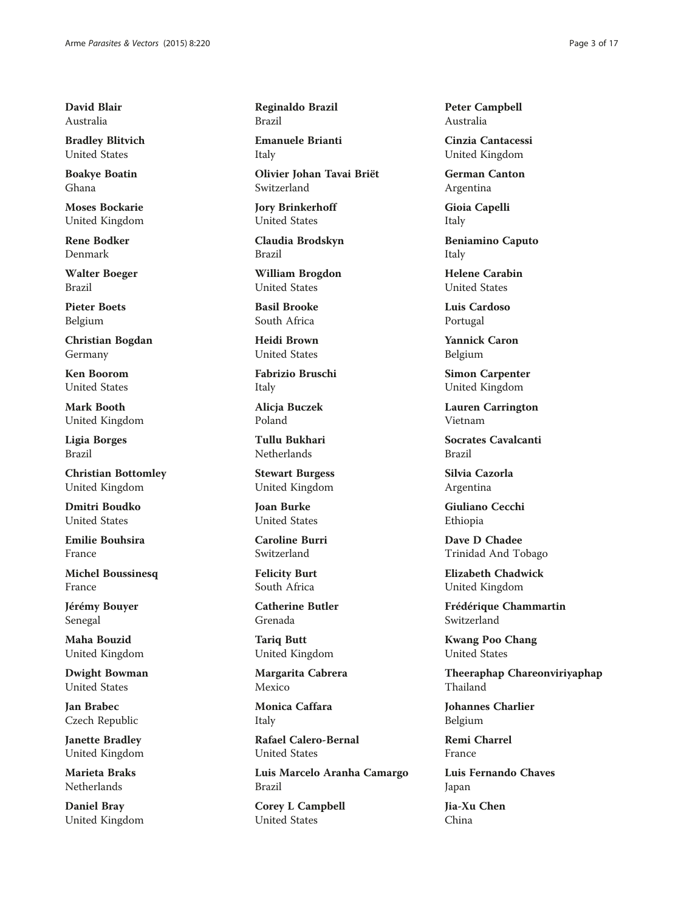**David Blair**
Australia

**Bradley Blitvich**
United States

**Boakye Boatin**
Ghana

**Moses Bockarie**
United Kingdom

**Rene Bodker**
Denmark

**Walter Boeger**
Brazil

**Pieter Boets**
Belgium

**Christian Bogdan**
Germany

**Ken Boorom**
United States

**Mark Booth**
United Kingdom

**Ligia Borges**
Brazil

**Christian Bottomley**
United Kingdom

**Dmitri Boudko**
United States

**Emilie Bouhsira**
France

**Michel Boussinesq**
France

**Jérémy Bouyer**
Senegal

**Maha Bouzid**
United Kingdom

**Dwight Bowman**
United States

**Jan Brabec**
Czech Republic

**Janette Bradley**
United Kingdom

**Marieta Braks**
Netherlands

**Daniel Bray**
United Kingdom

**Reginaldo Brazil**
Brazil

**Emanuele Brianti**
Italy

**Olivier Johan Tavai Briët**
Switzerland

**Jory Brinkerhoff**
United States

**Claudia Brodskyn**
Brazil

**William Brogdon**
United States

**Basil Brooke**
South Africa

**Heidi Brown**
United States

**Fabrizio Bruschi**
Italy

**Alicja Buczek**
Poland

**Tullu Bukhari**
Netherlands

**Stewart Burgess**
United Kingdom

**Joan Burke**
United States

**Caroline Burri**
Switzerland

**Felicity Burt**
South Africa

**Catherine Butler**
Grenada

**Tariq Butt**
United Kingdom

**Margarita Cabrera**
Mexico

**Monica Caffara**
Italy

**Rafael Calero-Bernal**
United States

**Luis Marcelo Aranha Camargo**
Brazil

**Corey L Campbell**
United States

**Peter Campbell**
Australia

**Cinzia Cantacessi**
United Kingdom

**German Canton**
Argentina

**Gioia Capelli**
Italy

**Beniamino Caputo**
Italy

**Helene Carabin**
United States

**Luis Cardoso**
Portugal

**Yannick Caron**
Belgium

**Simon Carpenter**
United Kingdom

**Lauren Carrington**
Vietnam

**Socrates Cavalcanti**
Brazil

**Silvia Cazorla**
Argentina

**Giuliano Cecchi**
Ethiopia

**Dave D Chadee**
Trinidad And Tobago

**Elizabeth Chadwick**
United Kingdom

**Frédérique Chammartin**
Switzerland

**Kwang Poo Chang**
United States

**Theeraphap Chareonviriyaphap**
Thailand

**Johannes Charlier**
Belgium

**Remi Charrel**
France

**Luis Fernando Chaves**
Japan

**Jia-Xu Chen**
China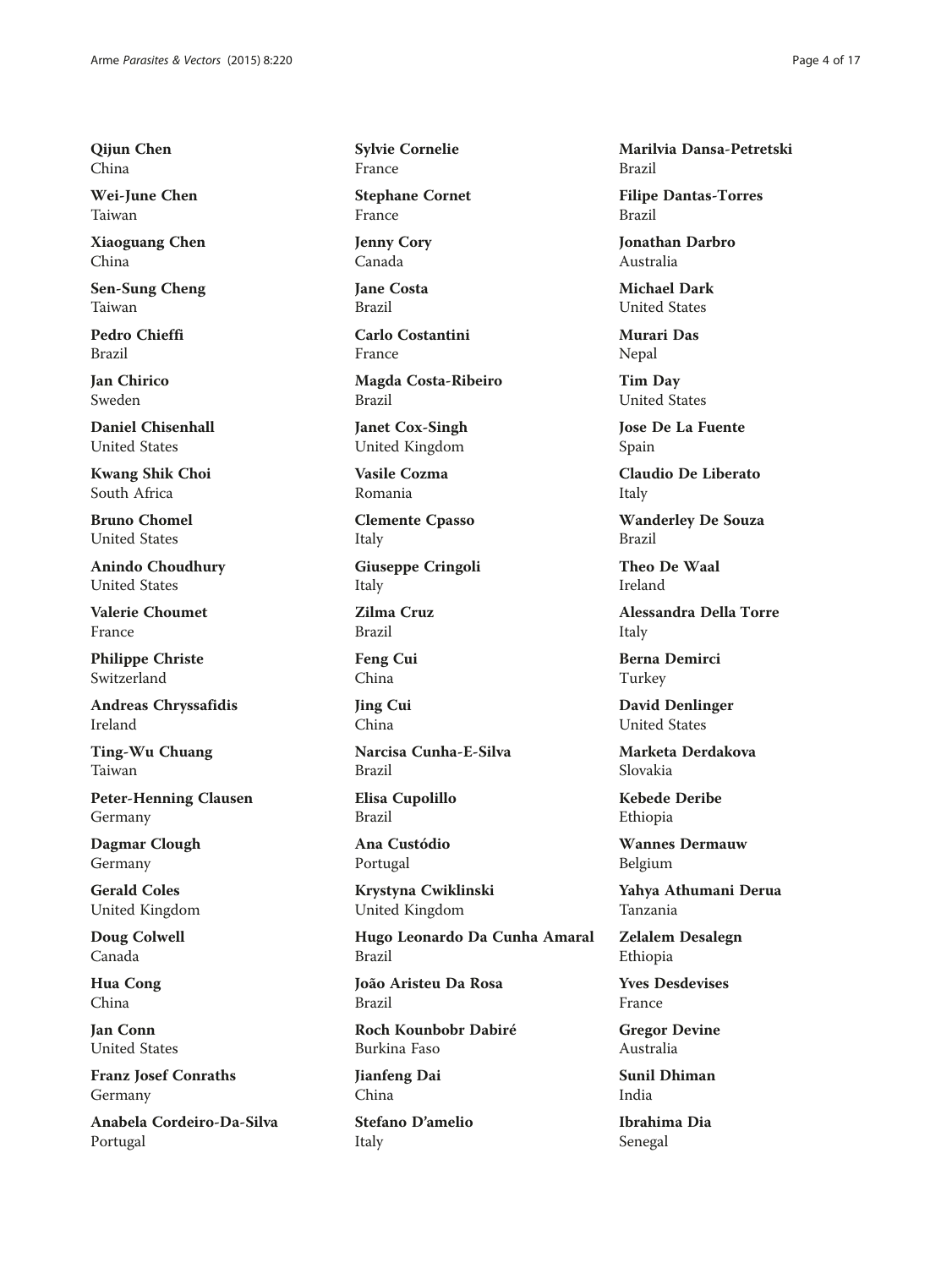**Qijun Chen**
China

**Wei-June Chen**
Taiwan

**Xiaoguang Chen**
China

**Sen-Sung Cheng**
Taiwan

**Pedro Chieffi**
Brazil

**Jan Chirico**
Sweden

**Daniel Chisenhall**
United States

**Kwang Shik Choi**
South Africa

**Bruno Chomel**
United States

**Anindo Choudhury**
United States

**Valerie Choumet**
France

**Philippe Christe**
Switzerland

**Andreas Chryssafidis**
Ireland

**Ting-Wu Chuang**
Taiwan

**Peter-Henning Clausen**
Germany

**Dagmar Clough**
Germany

**Gerald Coles**
United Kingdom

**Doug Colwell**
Canada

**Hua Cong**
China

**Jan Conn**
United States

**Franz Josef Conraths**
Germany

**Anabela Cordeiro-Da-Silva**
Portugal

**Sylvie Cornelie**
France

**Stephane Cornet**
France

**Jenny Cory**
Canada

**Jane Costa**
Brazil

**Carlo Costantini**
France

**Magda Costa-Ribeiro**
Brazil

**Janet Cox-Singh**
United Kingdom

**Vasile Cozma**
Romania

**Clemente Cpasso**
Italy

**Giuseppe Cringoli**
Italy

**Zilma Cruz**
Brazil

**Feng Cui**
China

**Jing Cui**
China

**Narcisa Cunha-E-Silva**
Brazil

**Elisa Cupolillo**
Brazil

**Ana Custódio**
Portugal

**Krystyna Cwiklinski**
United Kingdom

**Hugo Leonardo Da Cunha Amaral**
Brazil

**João Aristeu Da Rosa**
Brazil

**Roch Kounbobr Dabiré**
Burkina Faso

**Jianfeng Dai**
China

**Stefano D'amelio**
Italy

**Marilvia Dansa-Petretski**
Brazil

**Filipe Dantas-Torres**
Brazil

**Jonathan Darbro**
Australia

**Michael Dark**
United States

**Murari Das**
Nepal

**Tim Day**
United States

**Jose De La Fuente**
Spain

**Claudio De Liberato**
Italy

**Wanderley De Souza**
Brazil

**Theo De Waal**
Ireland

**Alessandra Della Torre**
Italy

**Berna Demirci**
Turkey

**David Denlinger**
United States

**Marketa Derdakova**
Slovakia

**Kebede Deribe**
Ethiopia

**Wannes Dermauw**
Belgium

**Yahya Athumani Derua**
Tanzania

**Zelalem Desalegn**
Ethiopia

**Yves Desdevises**
France

**Gregor Devine**
Australia

**Sunil Dhiman**
India

**Ibrahima Dia**
Senegal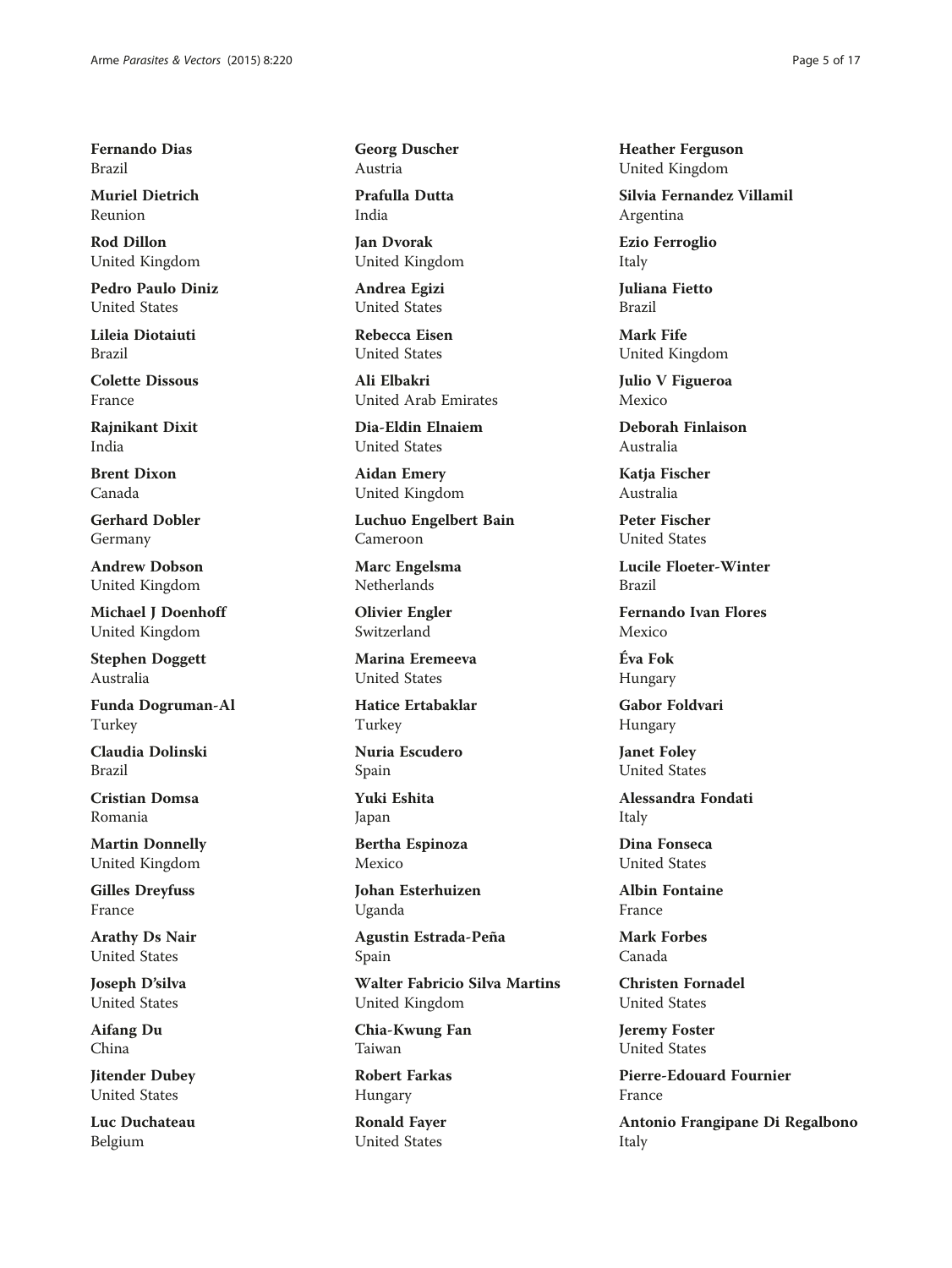**Fernando Dias**
Brazil

**Muriel Dietrich**
Reunion

**Rod Dillon**
United Kingdom

**Pedro Paulo Diniz**
United States

**Lileia Diotaiuti**
Brazil

**Colette Dissous**
France

**Rajnikant Dixit**
India

**Brent Dixon**
Canada

**Gerhard Dobler**
Germany

**Andrew Dobson**
United Kingdom

**Michael J Doenhoff**
United Kingdom

**Stephen Doggett**
Australia

**Funda Dogruman-Al**
Turkey

**Claudia Dolinski**
Brazil

**Cristian Domsa**
Romania

**Martin Donnelly**
United Kingdom

**Gilles Dreyfuss**
France

**Arathy Ds Nair**
United States

**Joseph D'silva**
United States

**Aifang Du**
China

**Jitender Dubey**
United States

**Luc Duchateau**
Belgium

**Georg Duscher**
Austria

**Prafulla Dutta**
India

**Jan Dvorak**
United Kingdom

**Andrea Egizi**
United States

**Rebecca Eisen**
United States

**Ali Elbakri**
United Arab Emirates

**Dia-Eldin Elnaiem**
United States

**Aidan Emery**
United Kingdom

**Luchuo Engelbert Bain**
Cameroon

**Marc Engelsma**
Netherlands

**Olivier Engler**
Switzerland

**Marina Eremeeva**
United States

**Hatice Ertabaklar**
Turkey

**Nuria Escudero**
Spain

**Yuki Eshita**
Japan

**Bertha Espinoza**
Mexico

**Johan Esterhuizen**
Uganda

**Agustin Estrada-Peña**
Spain

**Walter Fabricio Silva Martins**
United Kingdom

**Chia-Kwung Fan**
Taiwan

**Robert Farkas**
Hungary

**Ronald Fayer**
United States

**Heather Ferguson**
United Kingdom

**Silvia Fernandez Villamil**
Argentina

**Ezio Ferroglio**
Italy

**Juliana Fietto**
Brazil

**Mark Fife**
United Kingdom

**Julio V Figueroa**
Mexico

**Deborah Finlaison**
Australia

**Katja Fischer**
Australia

**Peter Fischer**
United States

**Lucile Floeter-Winter**
Brazil

**Fernando Ivan Flores**
Mexico

**Éva Fok**
Hungary

**Gabor Foldvari**
Hungary

**Janet Foley**
United States

**Alessandra Fondati**
Italy

**Dina Fonseca**
United States

**Albin Fontaine**
France

**Mark Forbes**
Canada

**Christen Fornadel**
United States

**Jeremy Foster**
United States

**Pierre-Edouard Fournier**
France

**Antonio Frangipane Di Regalbono**
Italy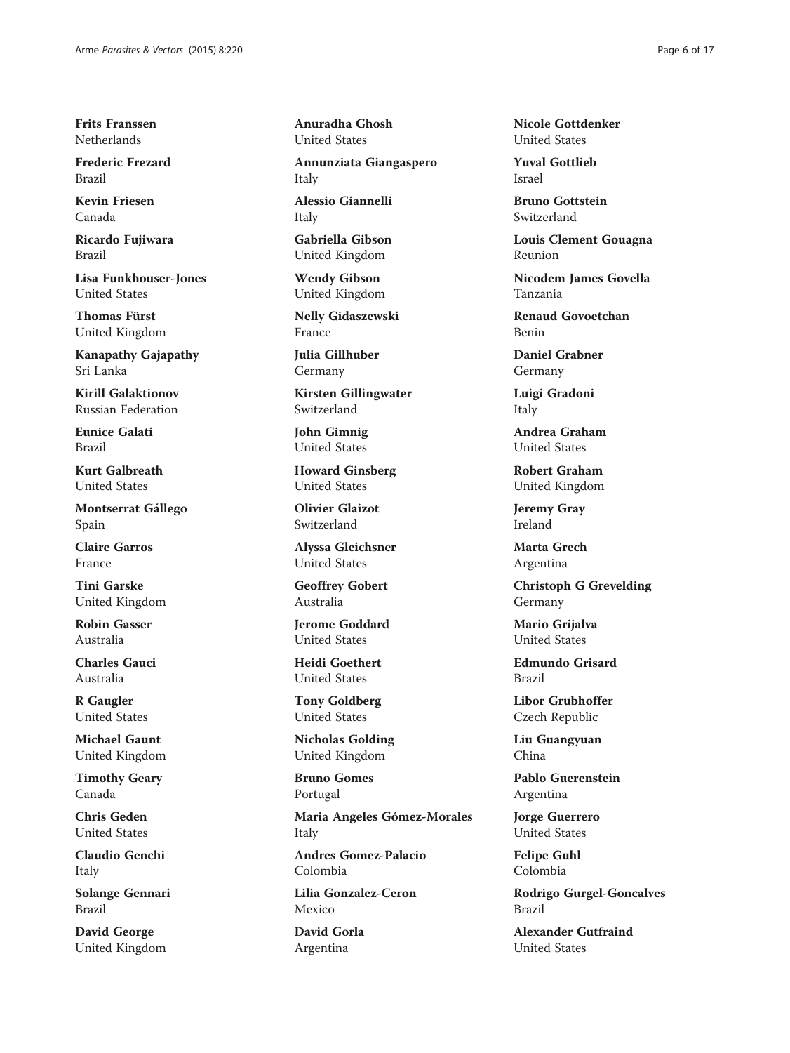**Frits Franssen**
Netherlands

**Frederic Frezard**
Brazil

**Kevin Friesen**
Canada

**Ricardo Fujiwara**
Brazil

**Lisa Funkhouser-Jones**
United States

**Thomas Fürst**
United Kingdom

**Kanapathy Gajapathy**
Sri Lanka

**Kirill Galaktionov**
Russian Federation

**Eunice Galati**
Brazil

**Kurt Galbreath**
United States

**Montserrat Gállego**
Spain

**Claire Garros**
France

**Tini Garske**
United Kingdom

**Robin Gasser**
Australia

**Charles Gauci**
Australia

**R Gaugler**
United States

**Michael Gaunt**
United Kingdom

**Timothy Geary**
Canada

**Chris Geden**
United States

**Claudio Genchi**
Italy

**Solange Gennari**
Brazil

**David George**
United Kingdom

**Anuradha Ghosh**
United States

**Annunziata Giangaspero**
Italy

**Alessio Giannelli**
Italy

**Gabriella Gibson**
United Kingdom

**Wendy Gibson**
United Kingdom

**Nelly Gidaszewski**
France

**Julia Gillhuber**
Germany

**Kirsten Gillingwater**
Switzerland

**John Gimnig**
United States

**Howard Ginsberg**
United States

**Olivier Glaizot**
Switzerland

**Alyssa Gleichsner**
United States

**Geoffrey Gobert**
Australia

**Jerome Goddard**
United States

**Heidi Goethert**
United States

**Tony Goldberg**
United States

**Nicholas Golding**
United Kingdom

**Bruno Gomes**
Portugal

**Maria Angeles Gómez-Morales**
Italy

**Andres Gomez-Palacio**
Colombia

**Lilia Gonzalez-Ceron**
Mexico

**David Gorla**
Argentina

**Nicole Gottdenker**
United States

**Yuval Gottlieb**
Israel

**Bruno Gottstein**
Switzerland

**Louis Clement Gouagna**
Reunion

**Nicodem James Govella**
Tanzania

**Renaud Govoetchan**
Benin

**Daniel Grabner**
Germany

**Luigi Gradoni**
Italy

**Andrea Graham**
United States

**Robert Graham**
United Kingdom

**Jeremy Gray**
Ireland

**Marta Grech**
Argentina

**Christoph G Grevelding**
Germany

**Mario Grijalva**
United States

**Edmundo Grisard**
Brazil

**Libor Grubhoffer**
Czech Republic

**Liu Guangyuan**
China

**Pablo Guerenstein**
Argentina

**Jorge Guerrero**
United States

**Felipe Guhl**
Colombia

**Rodrigo Gurgel-Goncalves**
Brazil

**Alexander Gutfraind**
United States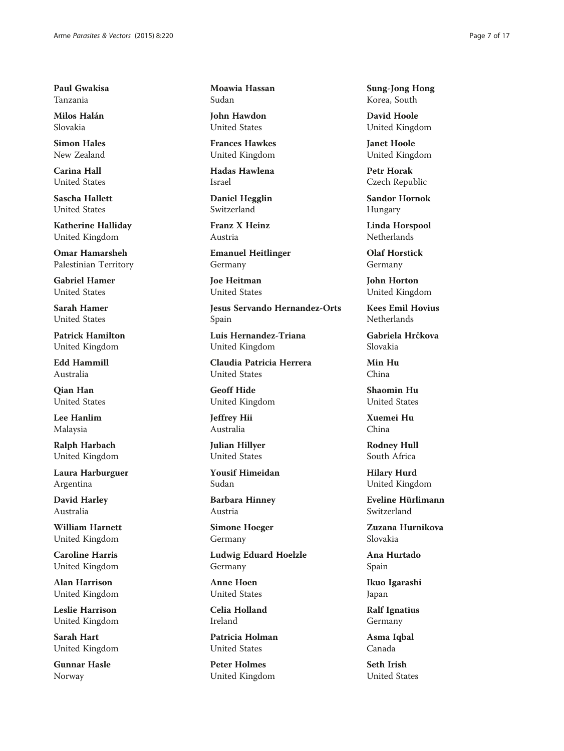**Paul Gwakisa**
Tanzania

**Milos Halán**
Slovakia

**Simon Hales**
New Zealand

**Carina Hall**
United States

**Sascha Hallett**
United States

**Katherine Halliday**
United Kingdom

**Omar Hamarsheh**
Palestinian Territory

**Gabriel Hamer**
United States

**Sarah Hamer**
United States

**Patrick Hamilton**
United Kingdom

**Edd Hammill**
Australia

**Qian Han**
United States

**Lee Hanlim**
Malaysia

**Ralph Harbach**
United Kingdom

**Laura Harburguer**
Argentina

**David Harley**
Australia

**William Harnett**
United Kingdom

**Caroline Harris**
United Kingdom

**Alan Harrison**
United Kingdom

**Leslie Harrison**
United Kingdom

**Sarah Hart**
United Kingdom

**Gunnar Hasle**
Norway

**Moawia Hassan**
Sudan

**John Hawdon**
United States

**Frances Hawkes**
United Kingdom

**Hadas Hawlena**
Israel

**Daniel Hegglin**
Switzerland

**Franz X Heinz**
Austria

**Emanuel Heitlinger**
Germany

**Joe Heitman**
United States

**Jesus Servando Hernandez-Orts**
Spain

**Luis Hernandez-Triana**
United Kingdom

**Claudia Patricia Herrera**
United States

**Geoff Hide**
United Kingdom

**Jeffrey Hii**
Australia

**Julian Hillyer**
United States

**Yousif Himeidan**
Sudan

**Barbara Hinney**
Austria

**Simone Hoeger**
Germany

**Ludwig Eduard Hoelzle**
Germany

**Anne Hoen**
United States

**Celia Holland**
Ireland

**Patricia Holman**
United States

**Peter Holmes**
United Kingdom

**Sung-Jong Hong**
Korea, South

**David Hoole**
United Kingdom

**Janet Hoole**
United Kingdom

**Petr Horak**
Czech Republic

**Sandor Hornok**
Hungary

**Linda Horspool**
Netherlands

**Olaf Horstick**
Germany

**John Horton**
United Kingdom

**Kees Emil Hovius**
Netherlands

**Gabriela Hrčkova**
Slovakia

**Min Hu**
China

**Shaomin Hu**
United States

**Xuemei Hu**
China

**Rodney Hull**
South Africa

**Hilary Hurd**
United Kingdom

**Eveline Hürlimann**
Switzerland

**Zuzana Hurnikova**
Slovakia

**Ana Hurtado**
Spain

**Ikuo Igarashi**
Japan

**Ralf Ignatius**
Germany

**Asma Iqbal**
Canada

**Seth Irish**
United States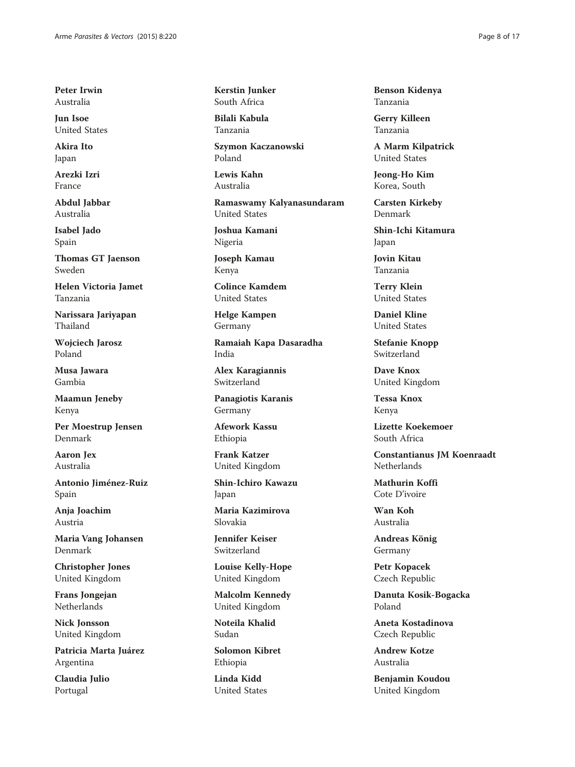**Peter Irwin**
Australia

**Jun Isoe**
United States

**Akira Ito**
Japan

**Arezki Izri**
France

**Abdul Jabbar**
Australia

**Isabel Jado**
Spain

**Thomas GT Jaenson**
Sweden

**Helen Victoria Jamet**
Tanzania

**Narissara Jariyapan**
Thailand

**Wojciech Jarosz**
Poland

**Musa Jawara**
Gambia

**Maamun Jeneby**
Kenya

**Per Moestrup Jensen**
Denmark

**Aaron Jex**
Australia

**Antonio Jiménez-Ruiz**
Spain

**Anja Joachim**
Austria

**Maria Vang Johansen**
Denmark

**Christopher Jones**
United Kingdom

**Frans Jongejan**
Netherlands

**Nick Jonsson**
United Kingdom

**Patricia Marta Juárez**
Argentina

**Claudia Julio**
Portugal

**Kerstin Junker**
South Africa

**Bilali Kabula**
Tanzania

**Szymon Kaczanowski**
Poland

**Lewis Kahn**
Australia

**Ramaswamy Kalyanasundaram**
United States

**Joshua Kamani**
Nigeria

**Joseph Kamau**
Kenya

**Colince Kamdem**
United States

**Helge Kampen**
Germany

**Ramaiah Kapa Dasaradha**
India

**Alex Karagiannis**
Switzerland

**Panagiotis Karanis**
Germany

**Afework Kassu**
Ethiopia

**Frank Katzer**
United Kingdom

**Shin-Ichiro Kawazu**
Japan

**Maria Kazimirova**
Slovakia

**Jennifer Keiser**
Switzerland

**Louise Kelly-Hope**
United Kingdom

**Malcolm Kennedy**
United Kingdom

**Noteila Khalid**
Sudan

**Solomon Kibret**
Ethiopia

**Linda Kidd**
United States

**Benson Kidenya**
Tanzania

**Gerry Killeen**
Tanzania

**A Marm Kilpatrick**
United States

**Jeong-Ho Kim**
Korea, South

**Carsten Kirkeby**
Denmark

**Shin-Ichi Kitamura**
Japan

**Jovin Kitau**
Tanzania

**Terry Klein**
United States

**Daniel Kline**
United States

**Stefanie Knopp**
Switzerland

**Dave Knox**
United Kingdom

**Tessa Knox**
Kenya

**Lizette Koekemoer**
South Africa

**Constantianus JM Koenraadt**
Netherlands

**Mathurin Koffi**
Cote D'ivoire

**Wan Koh**
Australia

**Andreas König**
Germany

**Petr Kopacek**
Czech Republic

**Danuta Kosik-Bogacka**
Poland

**Aneta Kostadinova**
Czech Republic

**Andrew Kotze**
Australia

**Benjamin Koudou**
United Kingdom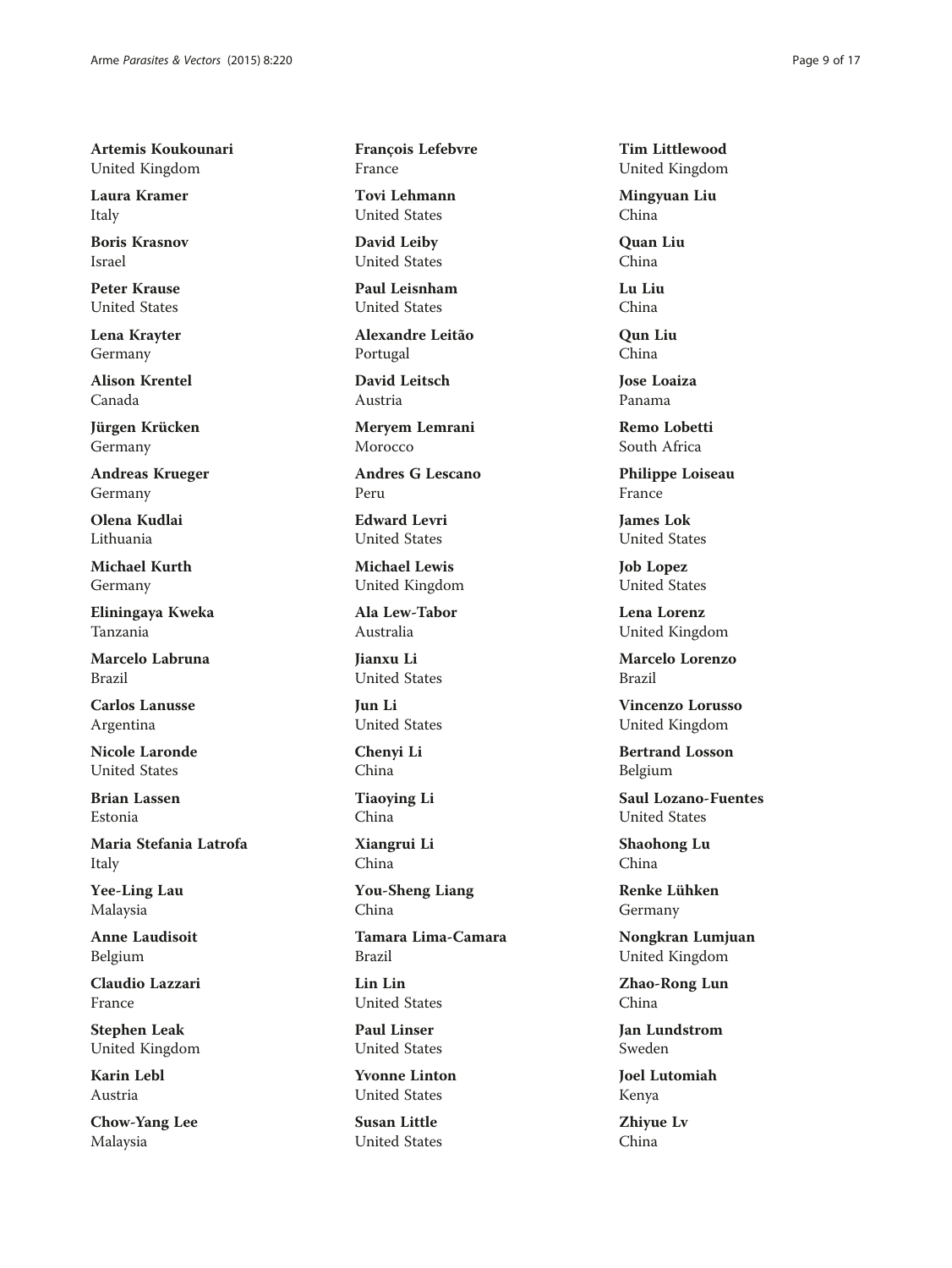**Artemis Koukounari**
United Kingdom

**Laura Kramer**
Italy

**Boris Krasnov**
Israel

**Peter Krause**
United States

**Lena Krayter**
Germany

**Alison Krentel**
Canada

**Jürgen Krücken**
Germany

**Andreas Krueger**
Germany

**Olena Kudlai**
Lithuania

**Michael Kurth**
Germany

**Eliningaya Kweka**
Tanzania

**Marcelo Labruna**
Brazil

**Carlos Lanusse**
Argentina

**Nicole Laronde**
United States

**Brian Lassen**
Estonia

**Maria Stefania Latrofa**
Italy

**Yee-Ling Lau**
Malaysia

**Anne Laudisoit**
Belgium

**Claudio Lazzari**
France

**Stephen Leak**
United Kingdom

**Karin Lebl**
Austria

**Chow-Yang Lee**
Malaysia

**François Lefebvre**
France

**Tovi Lehmann**
United States

**David Leiby**
United States

**Paul Leisnham**
United States

**Alexandre Leitão**
Portugal

**David Leitsch**
Austria

**Meryem Lemrani**
Morocco

**Andres G Lescano**
Peru

**Edward Levri**
United States

**Michael Lewis**
United Kingdom

**Ala Lew-Tabor**
Australia

**Jianxu Li**
United States

**Jun Li**
United States

**Chenyi Li**
China

**Tiaoying Li**
China

**Xiangrui Li**
China

**You-Sheng Liang**
China

**Tamara Lima-Camara**
Brazil

**Lin Lin**
United States

**Paul Linser**
United States

**Yvonne Linton**
United States

**Susan Little**
United States

**Tim Littlewood**
United Kingdom

**Mingyuan Liu**
China

**Quan Liu**
China

**Lu Liu**
China

**Qun Liu**
China

**Jose Loaiza**
Panama

**Remo Lobetti**
South Africa

**Philippe Loiseau**
France

**James Lok**
United States

**Job Lopez**
United States

**Lena Lorenz**
United Kingdom

**Marcelo Lorenzo**
Brazil

**Vincenzo Lorusso**
United Kingdom

**Bertrand Losson**
Belgium

**Saul Lozano-Fuentes**
United States

**Shaohong Lu**
China

**Renke Lühken**
Germany

**Nongkran Lumjuan**
United Kingdom

**Zhao-Rong Lun**
China

**Jan Lundstrom**
Sweden

**Joel Lutomiah**
Kenya

**Zhiyue Lv**
China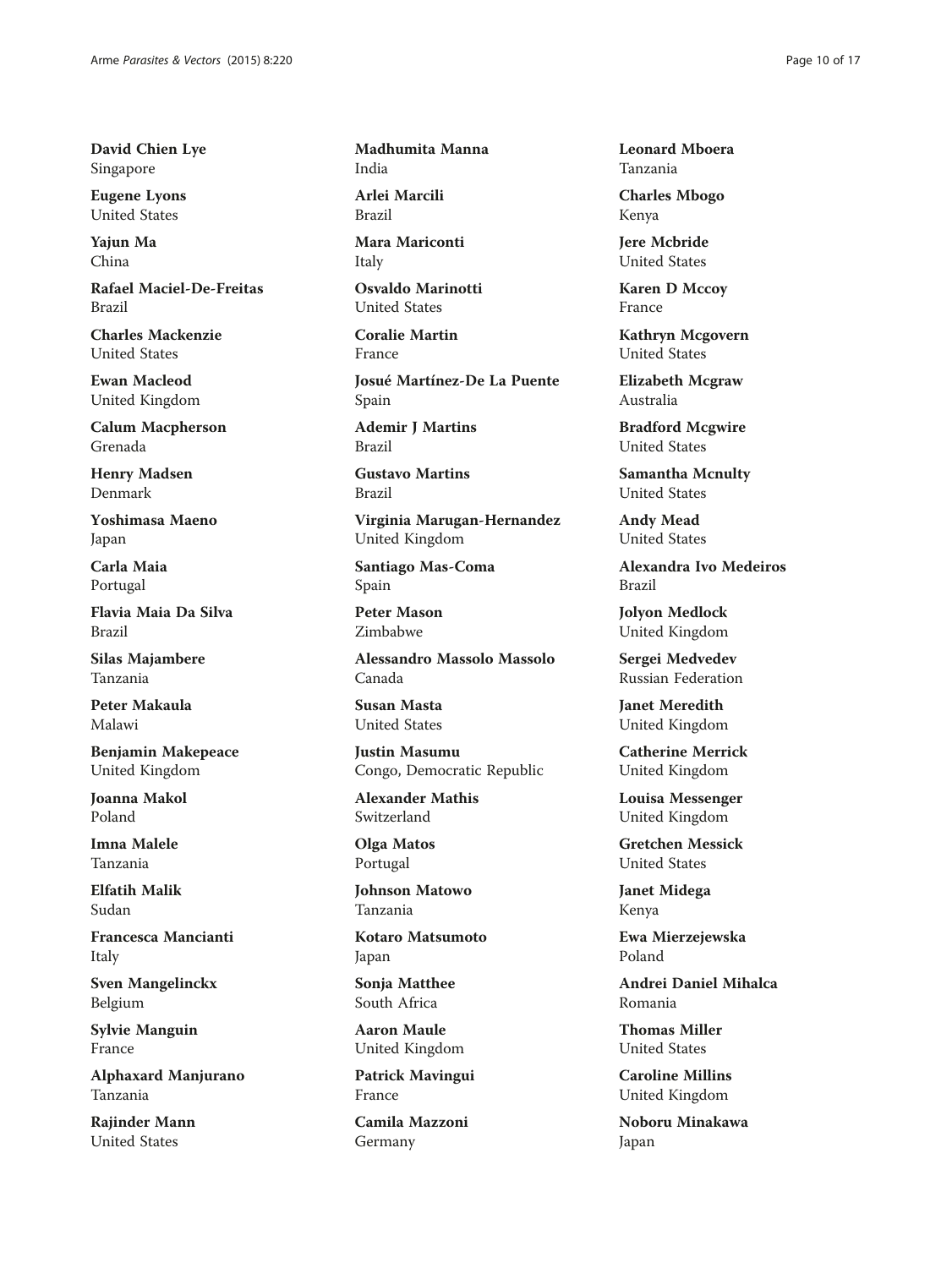**David Chien Lye**
Singapore

**Eugene Lyons**
United States

**Yajun Ma**
China

**Rafael Maciel-De-Freitas**
Brazil

**Charles Mackenzie**
United States

**Ewan Macleod**
United Kingdom

**Calum Macpherson**
Grenada

**Henry Madsen**
Denmark

**Yoshimasa Maeno**
Japan

**Carla Maia**
Portugal

**Flavia Maia Da Silva**
Brazil

**Silas Majambere**
Tanzania

**Peter Makaula**
Malawi

**Benjamin Makepeace**
United Kingdom

**Joanna Makol**
Poland

**Imna Malele**
Tanzania

**Elfatih Malik**
Sudan

**Francesca Mancianti**
Italy

**Sven Mangelinckx**
Belgium

**Sylvie Manguin**
France

**Alphaxard Manjurano**
Tanzania

**Rajinder Mann**
United States

**Madhumita Manna**
India

**Arlei Marcili**
Brazil

**Mara Mariconti**
Italy

**Osvaldo Marinotti**
United States

**Coralie Martin**
France

**Josué Martínez-De La Puente**
Spain

**Ademir J Martins**
Brazil

**Gustavo Martins**
Brazil

**Virginia Marugan-Hernandez**
United Kingdom

**Santiago Mas-Coma**
Spain

**Peter Mason**
Zimbabwe

**Alessandro Massolo Massolo**
Canada

**Susan Masta**
United States

**Justin Masumu**
Congo, Democratic Republic

**Alexander Mathis**
Switzerland

**Olga Matos**
Portugal

**Johnson Matowo**
Tanzania

**Kotaro Matsumoto**
Japan

**Sonja Matthee**
South Africa

**Aaron Maule**
United Kingdom

**Patrick Mavingui**
France

**Camila Mazzoni**
Germany

**Leonard Mboera**
Tanzania

**Charles Mbogo**
Kenya

**Jere Mcbride**
United States

**Karen D Mccoy**
France

**Kathryn Mcgovern**
United States

**Elizabeth Mcgraw**
Australia

**Bradford Mcgwire**
United States

**Samantha Mcnulty**
United States

**Andy Mead**
United States

**Alexandra Ivo Medeiros**
Brazil

**Jolyon Medlock**
United Kingdom

**Sergei Medvedev**
Russian Federation

**Janet Meredith**
United Kingdom

**Catherine Merrick**
United Kingdom

**Louisa Messenger**
United Kingdom

**Gretchen Messick**
United States

**Janet Midega**
Kenya

**Ewa Mierzejewska**
Poland

**Andrei Daniel Mihalca**
Romania

**Thomas Miller**
United States

**Caroline Millins**
United Kingdom

**Noboru Minakawa**
Japan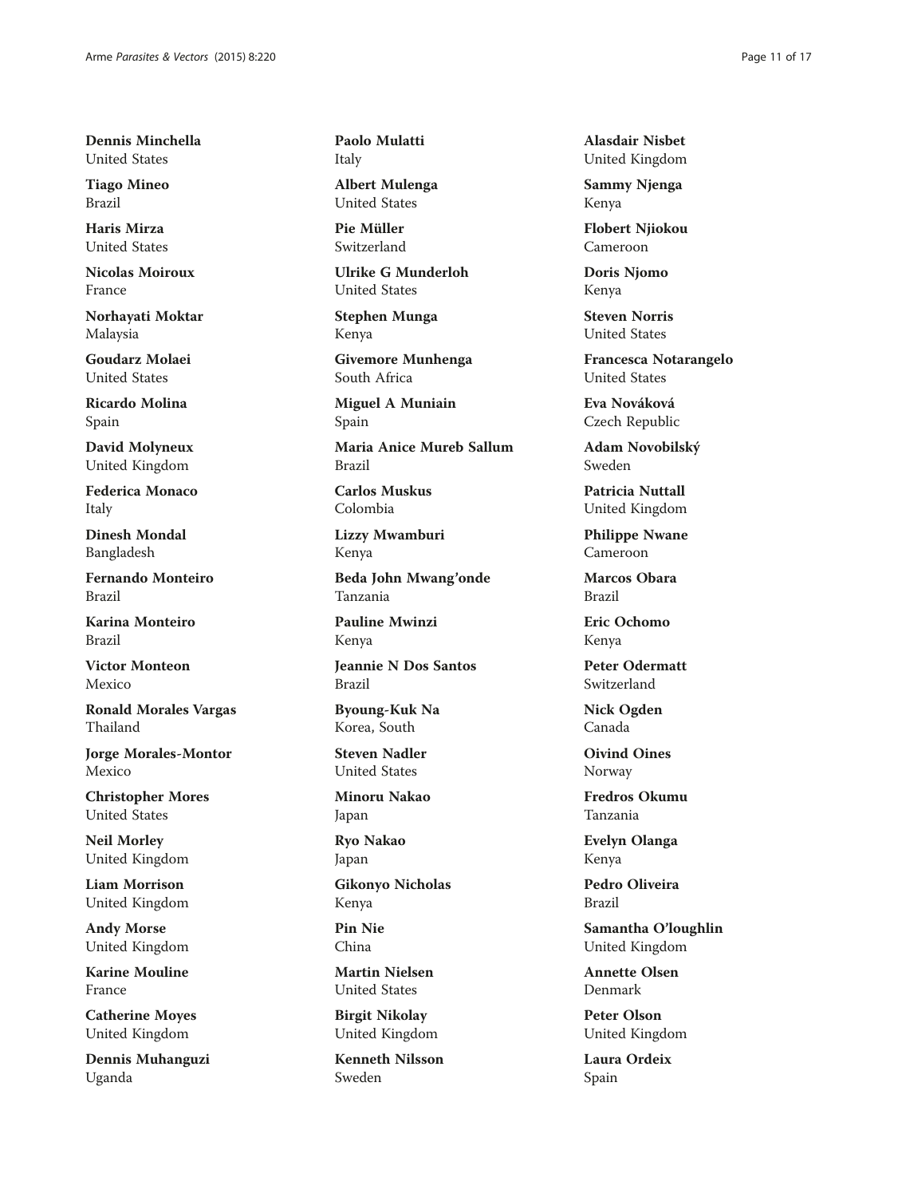**Dennis Minchella**
United States

**Tiago Mineo**
Brazil

**Haris Mirza**
United States

**Nicolas Moiroux**
France

**Norhayati Moktar**
Malaysia

**Goudarz Molaei**
United States

**Ricardo Molina**
Spain

**David Molyneux**
United Kingdom

**Federica Monaco**
Italy

**Dinesh Mondal**
Bangladesh

**Fernando Monteiro**
Brazil

**Karina Monteiro**
Brazil

**Victor Monteon**
Mexico

**Ronald Morales Vargas**
Thailand

**Jorge Morales-Montor**
Mexico

**Christopher Mores**
United States

**Neil Morley**
United Kingdom

**Liam Morrison**
United Kingdom

**Andy Morse**
United Kingdom

**Karine Mouline**
France

**Catherine Moyes**
United Kingdom

**Dennis Muhanguzi**
Uganda

**Paolo Mulatti**
Italy

**Albert Mulenga**
United States

**Pie Müller**
Switzerland

**Ulrike G Munderloh**
United States

**Stephen Munga**
Kenya

**Givemore Munhenga**
South Africa

**Miguel A Muniain**
Spain

**Maria Anice Mureb Sallum**
Brazil

**Carlos Muskus**
Colombia

**Lizzy Mwamburi**
Kenya

**Beda John Mwang'onde**
Tanzania

**Pauline Mwinzi**
Kenya

**Jeannie N Dos Santos**
Brazil

**Byoung-Kuk Na**
Korea, South

**Steven Nadler**
United States

**Minoru Nakao**
Japan

**Ryo Nakao**
Japan

**Gikonyo Nicholas**
Kenya

**Pin Nie**
China

**Martin Nielsen**
United States

**Birgit Nikolay**
United Kingdom

**Kenneth Nilsson**
Sweden

**Alasdair Nisbet**
United Kingdom

**Sammy Njenga**
Kenya

**Flobert Njiokou**
Cameroon

**Doris Njomo**
Kenya

**Steven Norris**
United States

**Francesca Notarangelo**
United States

**Eva Nováková**
Czech Republic

**Adam Novobilský**
Sweden

**Patricia Nuttall**
United Kingdom

**Philippe Nwane**
Cameroon

**Marcos Obara**
Brazil

**Eric Ochomo**
Kenya

**Peter Odermatt**
Switzerland

**Nick Ogden**
Canada

**Oivind Oines**
Norway

**Fredros Okumu**
Tanzania

**Evelyn Olanga**
Kenya

**Pedro Oliveira**
Brazil

**Samantha O'loughlin**
United Kingdom

**Annette Olsen**
Denmark

**Peter Olson**
United Kingdom

**Laura Ordeix**
Spain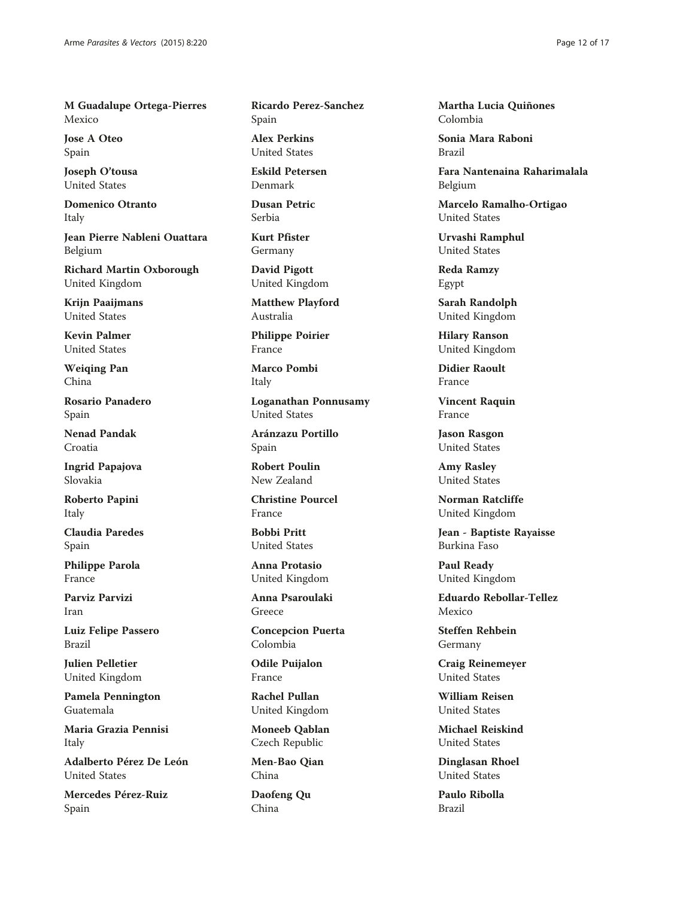**M Guadalupe Ortega-Pierres**
Mexico

**Jose A Oteo**
Spain

**Joseph O'tousa**
United States

**Domenico Otranto**
Italy

**Jean Pierre Nableni Ouattara**
Belgium

**Richard Martin Oxborough**
United Kingdom

**Krijn Paaijmans**
United States

**Kevin Palmer**
United States

**Weiqing Pan**
China

**Rosario Panadero**
Spain

**Nenad Pandak**
Croatia

**Ingrid Papajova**
Slovakia

**Roberto Papini**
Italy

**Claudia Paredes**
Spain

**Philippe Parola**
France

**Parviz Parvizi**
Iran

**Luiz Felipe Passero**
Brazil

**Julien Pelletier**
United Kingdom

**Pamela Pennington**
Guatemala

**Maria Grazia Pennisi**
Italy

**Adalberto Pérez De León**
United States

**Mercedes Pérez-Ruiz**
Spain

**Ricardo Perez-Sanchez**
Spain

**Alex Perkins**
United States

**Eskild Petersen**
Denmark

**Dusan Petric**
Serbia

**Kurt Pfister**
Germany

**David Pigott**
United Kingdom

**Matthew Playford**
Australia

**Philippe Poirier**
France

**Marco Pombi**
Italy

**Loganathan Ponnusamy**
United States

**Aránzazu Portillo**
Spain

**Robert Poulin**
New Zealand

**Christine Pourcel**
France

**Bobbi Pritt**
United States

**Anna Protasio**
United Kingdom

**Anna Psaroulaki**
Greece

**Concepcion Puerta**
Colombia

**Odile Puijalon**
France

**Rachel Pullan**
United Kingdom

**Moneeb Qablan**
Czech Republic

**Men-Bao Qian**
China

**Daofeng Qu**
China

**Martha Lucia Quiñones**
Colombia

**Sonia Mara Raboni**
Brazil

**Fara Nantenaina Raharimalala**
Belgium

**Marcelo Ramalho-Ortigao**
United States

**Urvashi Ramphul**
United States

**Reda Ramzy**
Egypt

**Sarah Randolph**
United Kingdom

**Hilary Ranson**
United Kingdom

**Didier Raoult**
France

**Vincent Raquin**
France

**Jason Rasgon**
United States

**Amy Rasley**
United States

**Norman Ratcliffe**
United Kingdom

**Jean - Baptiste Rayaisse**
Burkina Faso

**Paul Ready**
United Kingdom

**Eduardo Rebollar-Tellez**
Mexico

**Steffen Rehbein**
Germany

**Craig Reinemeyer**
United States

**William Reisen**
United States

**Michael Reiskind**
United States

**Dinglasan Rhoel**
United States

**Paulo Ribolla**
Brazil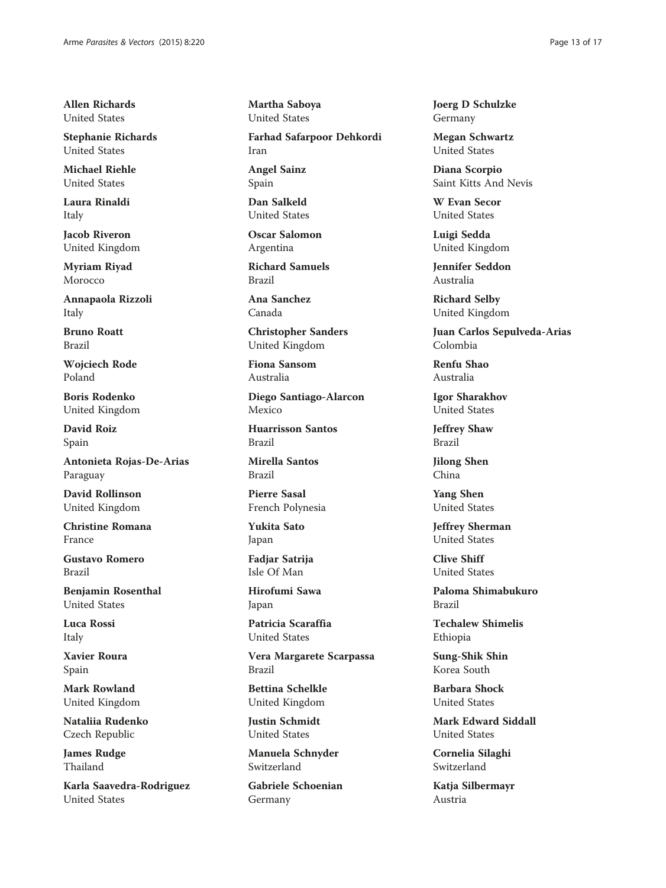**Allen Richards**
United States

**Stephanie Richards**
United States

**Michael Riehle**
United States

**Laura Rinaldi**
Italy

**Jacob Riveron**
United Kingdom

**Myriam Riyad**
Morocco

**Annapaola Rizzoli**
Italy

**Bruno Roatt**
Brazil

**Wojciech Rode**
Poland

**Boris Rodenko**
United Kingdom

**David Roiz**
Spain

**Antonieta Rojas-De-Arias**
Paraguay

**David Rollinson**
United Kingdom

**Christine Romana**
France

**Gustavo Romero**
Brazil

**Benjamin Rosenthal**
United States

**Luca Rossi**
Italy

**Xavier Roura**
Spain

**Mark Rowland**
United Kingdom

**Nataliia Rudenko**
Czech Republic

**James Rudge**
Thailand

**Karla Saavedra-Rodriguez**
United States

**Martha Saboya**
United States

**Farhad Safarpoor Dehkordi**
Iran

**Angel Sainz**
Spain

**Dan Salkeld**
United States

**Oscar Salomon**
Argentina

**Richard Samuels**
Brazil

**Ana Sanchez**
Canada

**Christopher Sanders**
United Kingdom

**Fiona Sansom**
Australia

**Diego Santiago-Alarcon**
Mexico

**Huarrisson Santos**
Brazil

**Mirella Santos**
Brazil

**Pierre Sasal**
French Polynesia

**Yukita Sato**
Japan

**Fadjar Satrija**
Isle Of Man

**Hirofumi Sawa**
Japan

**Patricia Scaraffia**
United States

**Vera Margarete Scarpassa**
Brazil

**Bettina Schelkle**
United Kingdom

**Justin Schmidt**
United States

**Manuela Schnyder**
Switzerland

**Gabriele Schoenian**
Germany

**Joerg D Schulzke**
Germany

**Megan Schwartz**
United States

**Diana Scorpio**
Saint Kitts And Nevis

**W Evan Secor**
United States

**Luigi Sedda**
United Kingdom

**Jennifer Seddon**
Australia

**Richard Selby**
United Kingdom

**Juan Carlos Sepulveda-Arias**
Colombia

**Renfu Shao**
Australia

**Igor Sharakhov**
United States

**Jeffrey Shaw**
Brazil

**Jilong Shen**
China

**Yang Shen**
United States

**Jeffrey Sherman**
United States

**Clive Shiff**
United States

**Paloma Shimabukuro**
Brazil

**Techalew Shimelis**
Ethiopia

**Sung-Shik Shin**
Korea South

**Barbara Shock**
United States

**Mark Edward Siddall**
United States

**Cornelia Silaghi**
Switzerland

**Katja Silbermayr**
Austria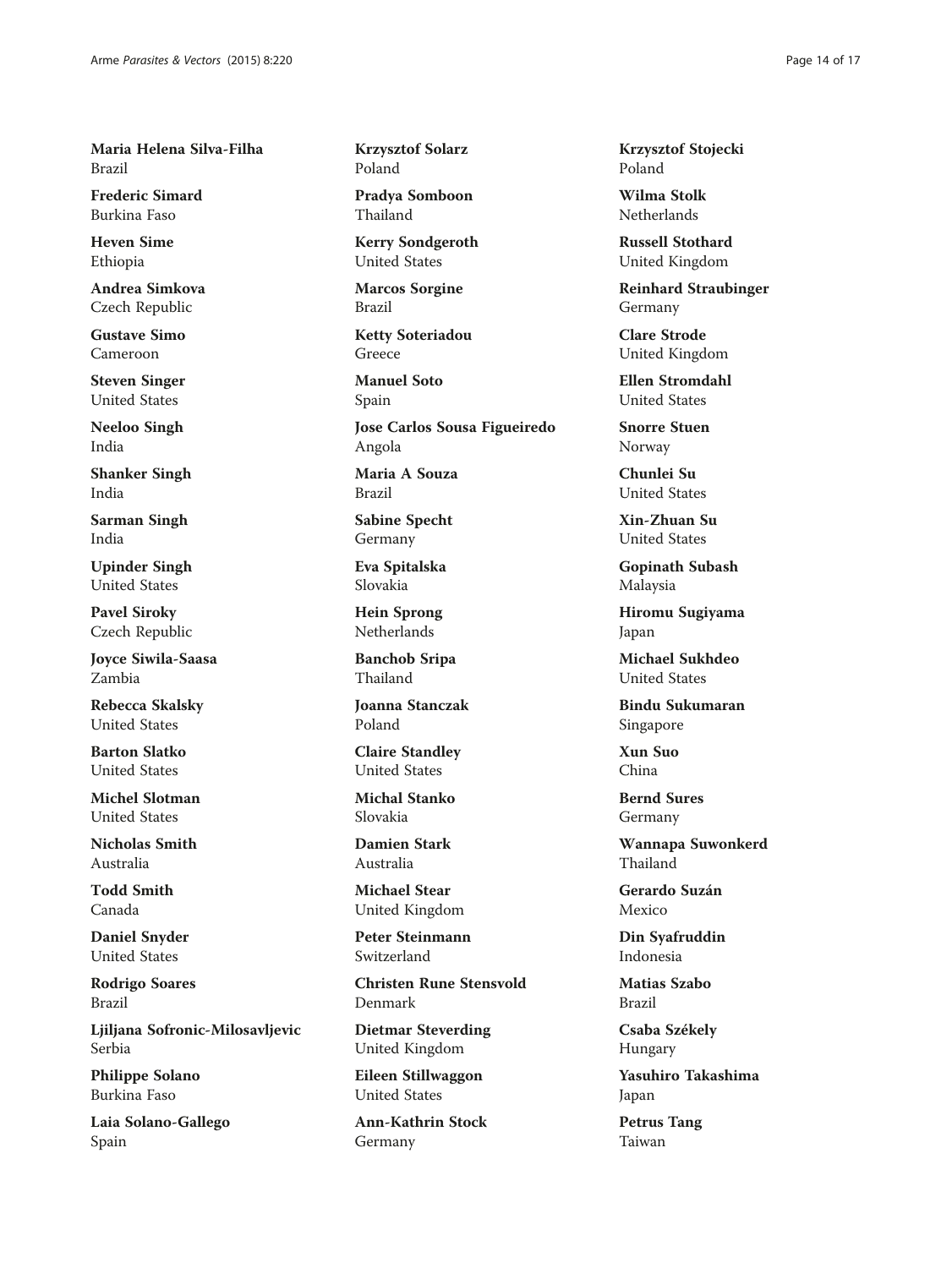**Maria Helena Silva-Filha**
Brazil

**Frederic Simard**
Burkina Faso

**Heven Sime**
Ethiopia

**Andrea Simkova**
Czech Republic

**Gustave Simo**
Cameroon

**Steven Singer**
United States

**Neeloo Singh**
India

**Shanker Singh**
India

**Sarman Singh**
India

**Upinder Singh**
United States

**Pavel Siroky**
Czech Republic

**Joyce Siwila-Saasa**
Zambia

**Rebecca Skalsky**
United States

**Barton Slatko**
United States

**Michel Slotman**
United States

**Nicholas Smith**
Australia

**Todd Smith**
Canada

**Daniel Snyder**
United States

**Rodrigo Soares**
Brazil

**Ljiljana Sofronic-Milosavljevic**
Serbia

**Philippe Solano**
Burkina Faso

**Laia Solano-Gallego**
Spain

**Krzysztof Solarz**
Poland

**Pradya Somboon**
Thailand

**Kerry Sondgeroth**
United States

**Marcos Sorgine**
Brazil

**Ketty Soteriadou**
Greece

**Manuel Soto**
Spain

**Jose Carlos Sousa Figueiredo**
Angola

**Maria A Souza**
Brazil

**Sabine Specht**
Germany

**Eva Spitalska**
Slovakia

**Hein Sprong**
Netherlands

**Banchob Sripa**
Thailand

**Joanna Stanczak**
Poland

**Claire Standley**
United States

**Michal Stanko**
Slovakia

**Damien Stark**
Australia

**Michael Stear**
United Kingdom

**Peter Steinmann**
Switzerland

**Christen Rune Stensvold**
Denmark

**Dietmar Steverding**
United Kingdom

**Eileen Stillwaggon**
United States

**Ann-Kathrin Stock**
Germany

**Krzysztof Stojecki**
Poland

**Wilma Stolk**
Netherlands

**Russell Stothard**
United Kingdom

**Reinhard Straubinger**
Germany

**Clare Strode**
United Kingdom

**Ellen Stromdahl**
United States

**Snorre Stuen**
Norway

**Chunlei Su**
United States

**Xin-Zhuan Su**
United States

**Gopinath Subash**
Malaysia

**Hiromu Sugiyama**
Japan

**Michael Sukhdeo**
United States

**Bindu Sukumaran**
Singapore

**Xun Suo**
China

**Bernd Sures**
Germany

**Wannapa Suwonkerd**
Thailand

**Gerardo Suzán**
Mexico

**Din Syafruddin**
Indonesia

**Matias Szabo**
Brazil

**Csaba Székely**
Hungary

**Yasuhiro Takashima**
Japan

**Petrus Tang**
Taiwan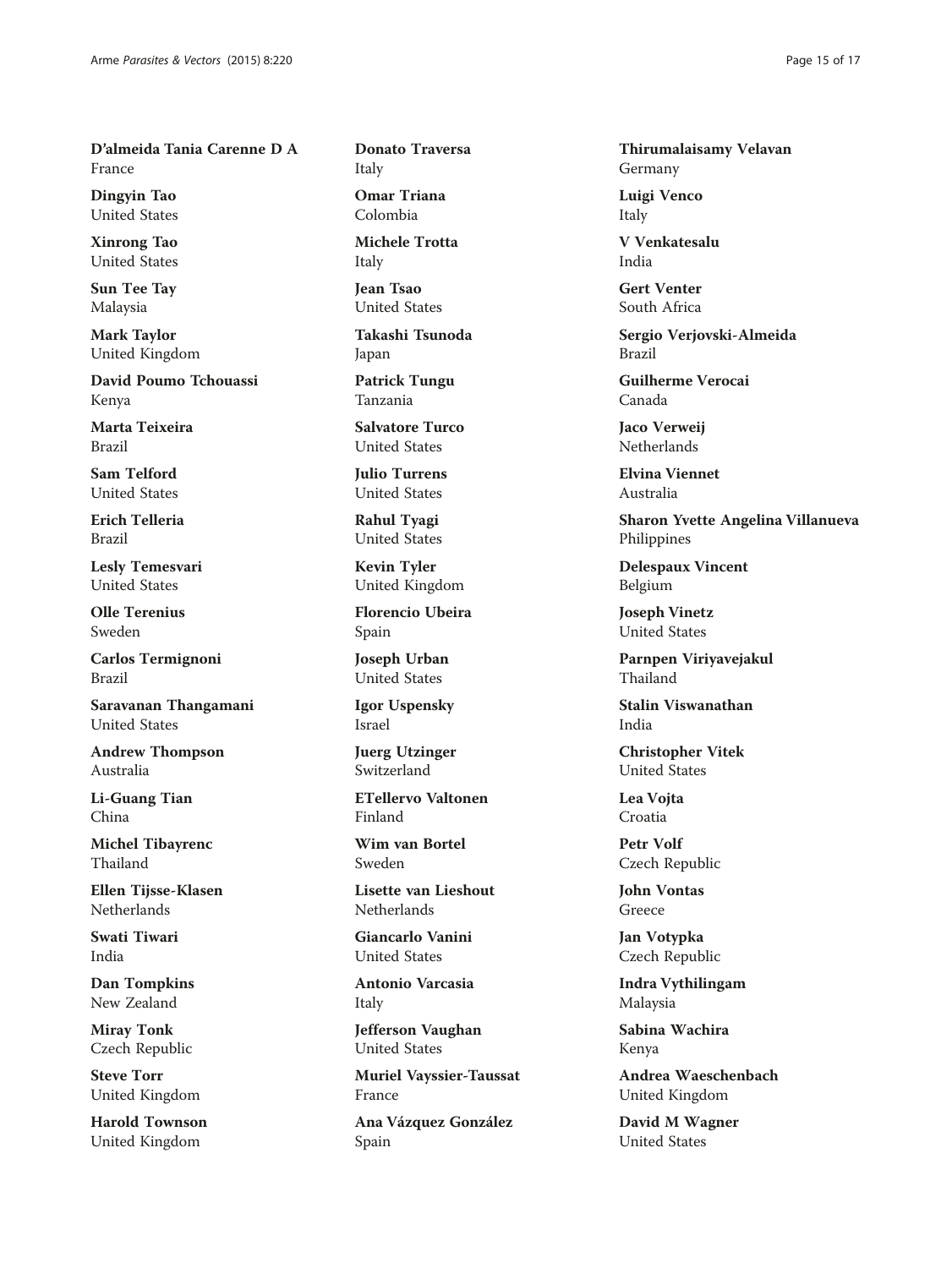**D'almeida Tania Carenne D A**
France

**Dingyin Tao**
United States

**Xinrong Tao**
United States

**Sun Tee Tay**
Malaysia

**Mark Taylor**
United Kingdom

**David Poumo Tchouassi**
Kenya

**Marta Teixeira**
Brazil

**Sam Telford**
United States

**Erich Telleria**
Brazil

**Lesly Temesvari**
United States

**Olle Terenius**
Sweden

**Carlos Termignoni**
Brazil

**Saravanan Thangamani**
United States

**Andrew Thompson**
Australia

**Li-Guang Tian**
China

**Michel Tibayrenc**
Thailand

**Ellen Tijsse-Klasen**
Netherlands

**Swati Tiwari**
India

**Dan Tompkins**
New Zealand

**Miray Tonk**
Czech Republic

**Steve Torr**
United Kingdom

**Harold Townson**
United Kingdom

**Donato Traversa**
Italy

**Omar Triana**
Colombia

**Michele Trotta**
Italy

**Jean Tsao**
United States

**Takashi Tsunoda**
Japan

**Patrick Tungu**
Tanzania

**Salvatore Turco**
United States

**Julio Turrens**
United States

**Rahul Tyagi**
United States

**Kevin Tyler**
United Kingdom

**Florencio Ubeira**
Spain

**Joseph Urban**
United States

**Igor Uspensky**
Israel

**Juerg Utzinger**
Switzerland

**ETellervo Valtonen**
Finland

**Wim van Bortel**
Sweden

**Lisette van Lieshout**
Netherlands

**Giancarlo Vanini**
United States

**Antonio Varcasia**
Italy

**Jefferson Vaughan**
United States

**Muriel Vayssier-Taussat**
France

**Ana Vázquez González**
Spain

**Thirumalaisamy Velavan**
Germany

**Luigi Venco**
Italy

**V Venkatesalu**
India

**Gert Venter**
South Africa

**Sergio Verjovski-Almeida**
Brazil

**Guilherme Verocai**
Canada

**Jaco Verweij**
Netherlands

**Elvina Viennet**
Australia

**Sharon Yvette Angelina Villanueva**
Philippines

**Delespaux Vincent**
Belgium

**Joseph Vinetz**
United States

**Parnpen Viriyavejakul**
Thailand

**Stalin Viswanathan**
India

**Christopher Vitek**
United States

**Lea Vojta**
Croatia

**Petr Volf**
Czech Republic

**John Vontas**
Greece

**Jan Votypka**
Czech Republic

**Indra Vythilingam**
Malaysia

**Sabina Wachira**
Kenya

**Andrea Waeschenbach**
United Kingdom

**David M Wagner**
United States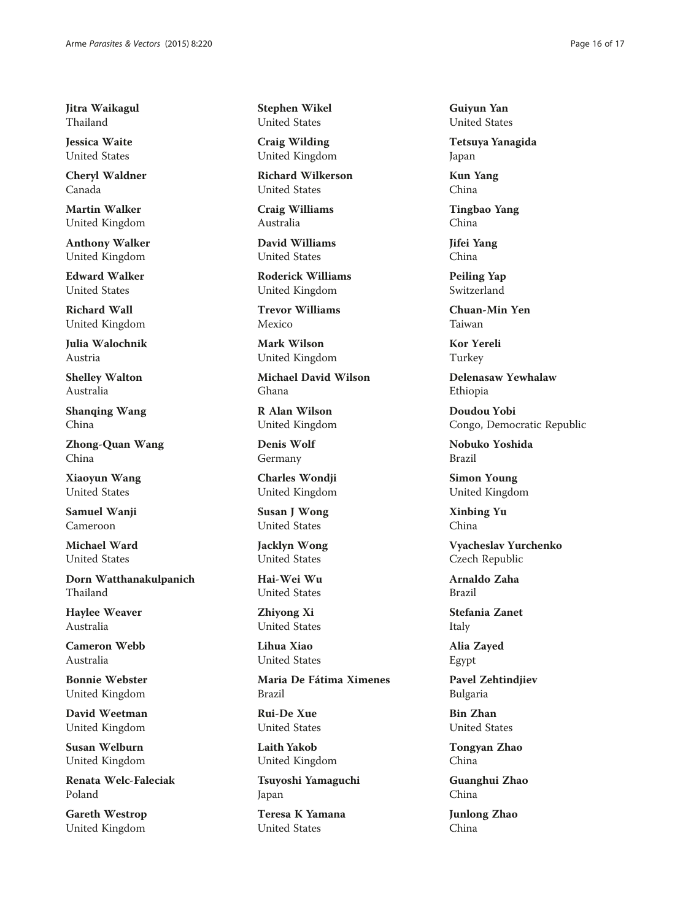**Jitra Waikagul**
Thailand

**Jessica Waite**
United States

**Cheryl Waldner**
Canada

**Martin Walker**
United Kingdom

**Anthony Walker**
United Kingdom

**Edward Walker**
United States

**Richard Wall**
United Kingdom

**Julia Walochnik**
Austria

**Shelley Walton**
Australia

**Shanqing Wang**
China

**Zhong-Quan Wang**
China

**Xiaoyun Wang**
United States

**Samuel Wanji**
Cameroon

**Michael Ward**
United States

**Dorn Watthanakulpanich**
Thailand

**Haylee Weaver**
Australia

**Cameron Webb**
Australia

**Bonnie Webster**
United Kingdom

**David Weetman**
United Kingdom

**Susan Welburn**
United Kingdom

**Renata Welc-Faleciak**
Poland

**Gareth Westrop**
United Kingdom

**Stephen Wikel**
United States

**Craig Wilding**
United Kingdom

**Richard Wilkerson**
United States

**Craig Williams**
Australia

**David Williams**
United States

**Roderick Williams**
United Kingdom

**Trevor Williams**
Mexico

**Mark Wilson**
United Kingdom

**Michael David Wilson**
Ghana

**R Alan Wilson**
United Kingdom

**Denis Wolf**
Germany

**Charles Wondji**
United Kingdom

**Susan J Wong**
United States

**Jacklyn Wong**
United States

**Hai-Wei Wu**
United States

**Zhiyong Xi**
United States

**Lihua Xiao**
United States

**Maria De Fátima Ximenes**
Brazil

**Rui-De Xue**
United States

**Laith Yakob**
United Kingdom

**Tsuyoshi Yamaguchi**
Japan

**Teresa K Yamana**
United States

**Guiyun Yan**
United States

**Tetsuya Yanagida**
Japan

**Kun Yang**
China

**Tingbao Yang**
China

**Jifei Yang**
China

**Peiling Yap**
Switzerland

**Chuan-Min Yen**
Taiwan

**Kor Yereli**
Turkey

**Delenasaw Yewhalaw**
Ethiopia

**Doudou Yobi**
Congo, Democratic Republic

**Nobuko Yoshida**
Brazil

**Simon Young**
United Kingdom

**Xinbing Yu**
China

**Vyacheslav Yurchenko**
Czech Republic

**Arnaldo Zaha**
Brazil

**Stefania Zanet**
Italy

**Alia Zayed**
Egypt

**Pavel Zehtindjiev**
Bulgaria

**Bin Zhan**
United States

**Tongyan Zhao**
China

**Guanghui Zhao**
China

**Junlong Zhao**
China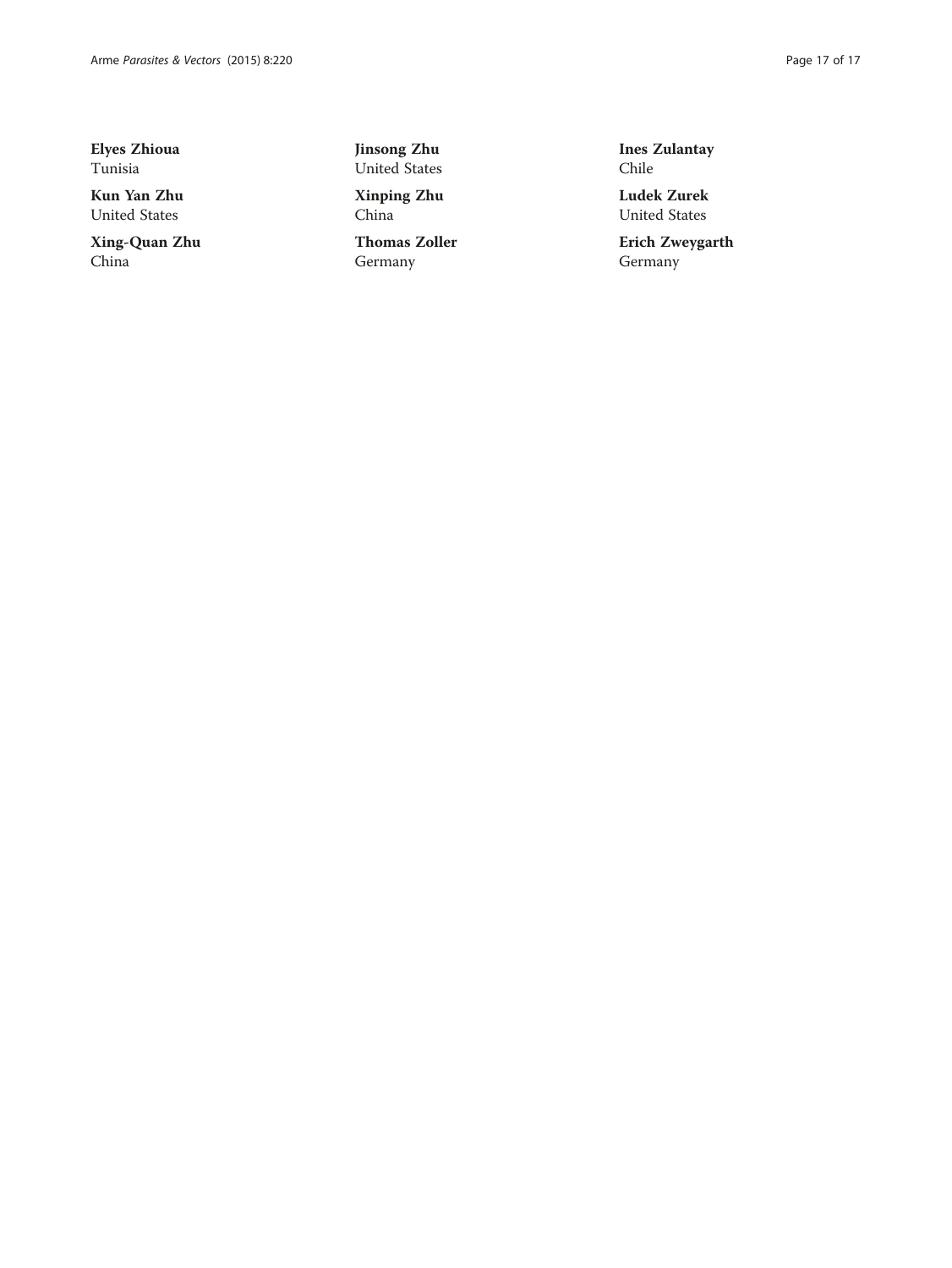**Elyes Zhioua**
Tunisia

**Kun Yan Zhu**
United States

**Xing-Quan Zhu**
China

**Jinsong Zhu**
United States

**Xinping Zhu**
China

**Thomas Zoller**
Germany

**Ines Zulantay**
Chile

**Ludek Zurek**
United States

**Erich Zweygarth**
Germany